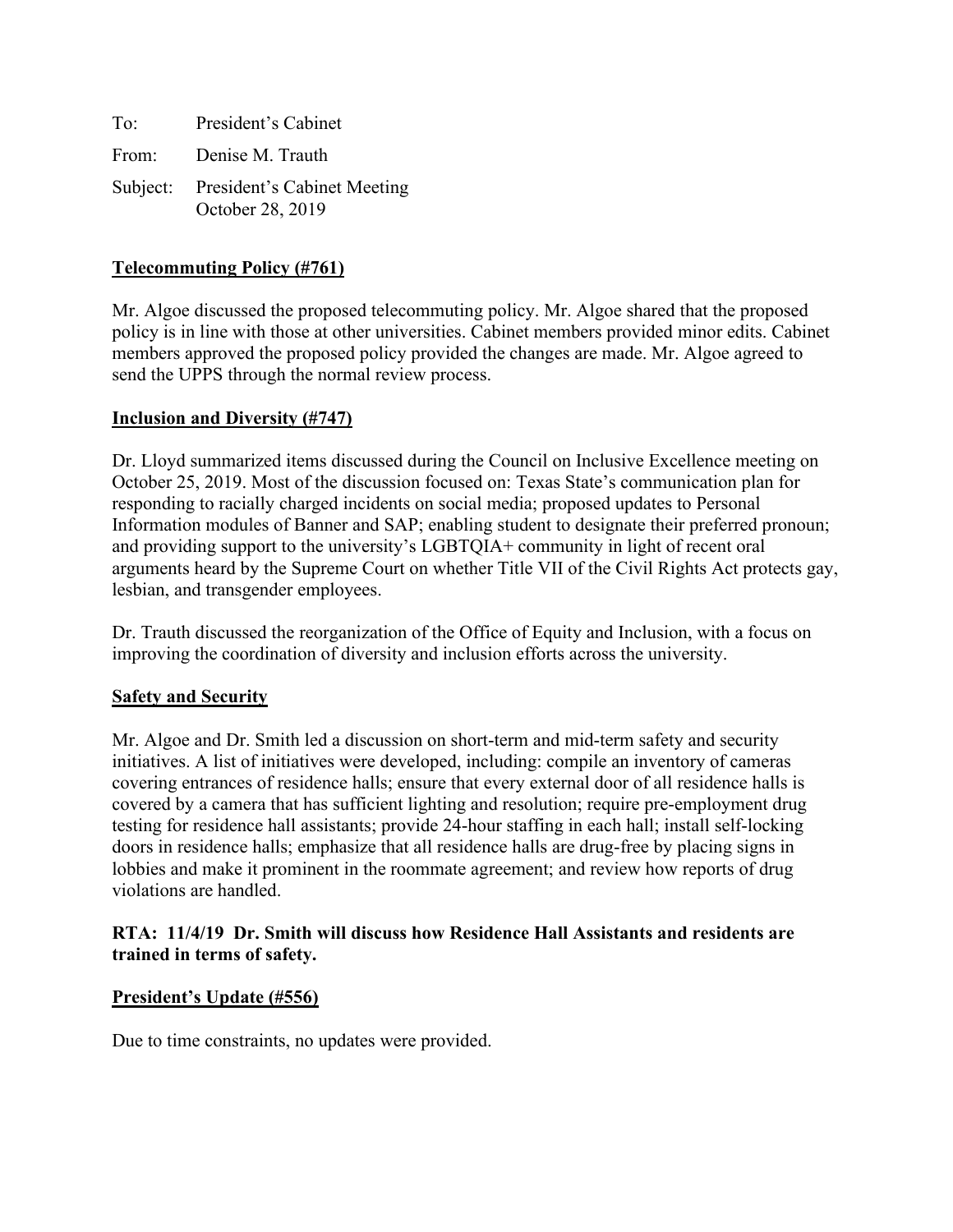To: President's Cabinet

From: Denise M. Trauth

Subject: President's Cabinet Meeting
October 28, 2019

## Telecommuting Policy (#761)

Mr. Algoe discussed the proposed telecommuting policy. Mr. Algoe shared that the proposed policy is in line with those at other universities. Cabinet members provided minor edits. Cabinet members approved the proposed policy provided the changes are made. Mr. Algoe agreed to send the UPPS through the normal review process.

## Inclusion and Diversity (#747)

Dr. Lloyd summarized items discussed during the Council on Inclusive Excellence meeting on October 25, 2019. Most of the discussion focused on: Texas State's communication plan for responding to racially charged incidents on social media; proposed updates to Personal Information modules of Banner and SAP; enabling student to designate their preferred pronoun; and providing support to the university's LGBTQIA+ community in light of recent oral arguments heard by the Supreme Court on whether Title VII of the Civil Rights Act protects gay, lesbian, and transgender employees.

Dr. Trauth discussed the reorganization of the Office of Equity and Inclusion, with a focus on improving the coordination of diversity and inclusion efforts across the university.

## Safety and Security

Mr. Algoe and Dr. Smith led a discussion on short-term and mid-term safety and security initiatives. A list of initiatives were developed, including: compile an inventory of cameras covering entrances of residence halls; ensure that every external door of all residence halls is covered by a camera that has sufficient lighting and resolution; require pre-employment drug testing for residence hall assistants; provide 24-hour staffing in each hall; install self-locking doors in residence halls; emphasize that all residence halls are drug-free by placing signs in lobbies and make it prominent in the roommate agreement; and review how reports of drug violations are handled.

**RTA: 11/4/19 Dr. Smith will discuss how Residence Hall Assistants and residents are trained in terms of safety.**

## President's Update (#556)

Due to time constraints, no updates were provided.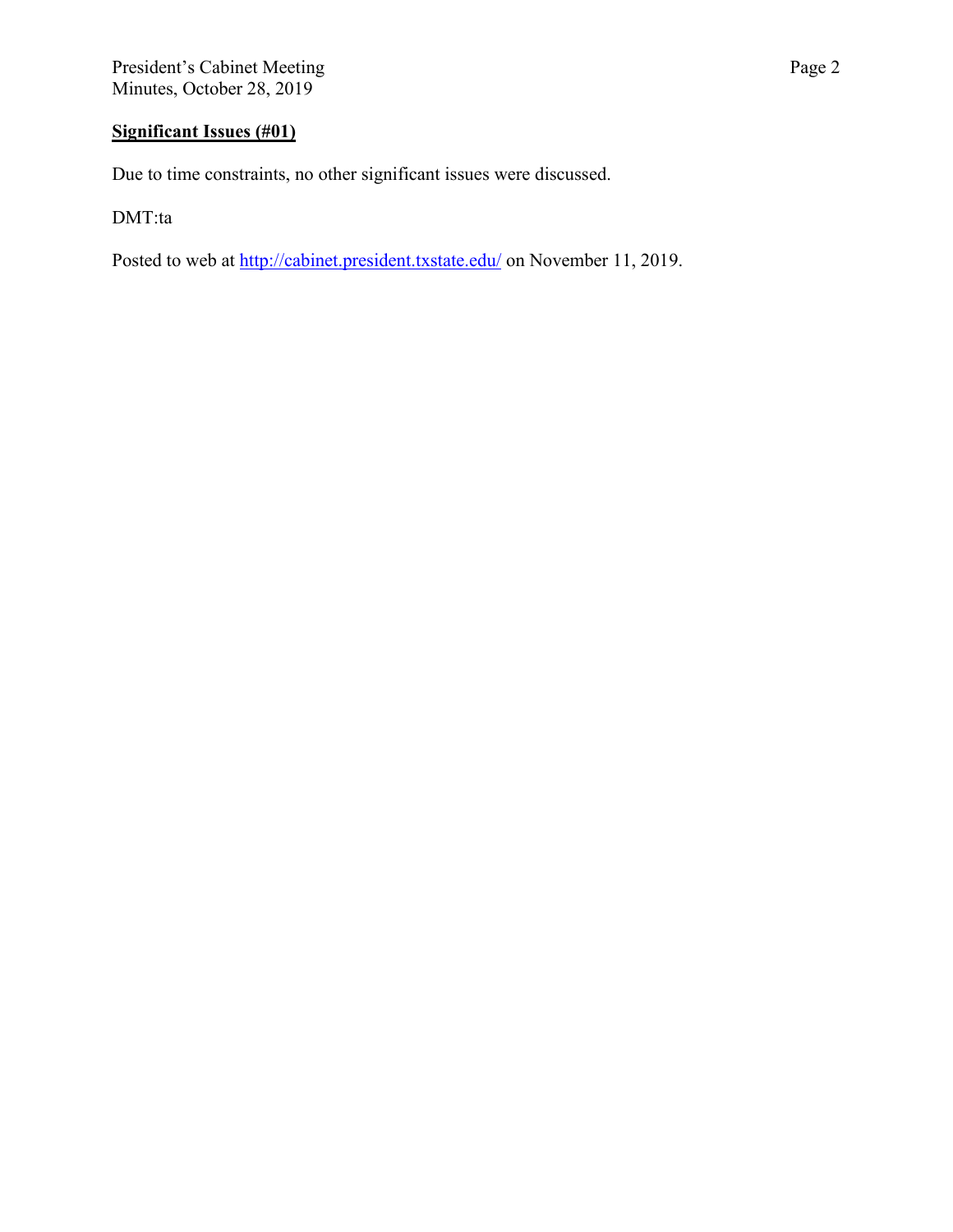## Significant Issues (#01)

Due to time constraints, no other significant issues were discussed.

DMT:ta

Posted to web at http://cabinet.president.txstate.edu/ on November 11, 2019.